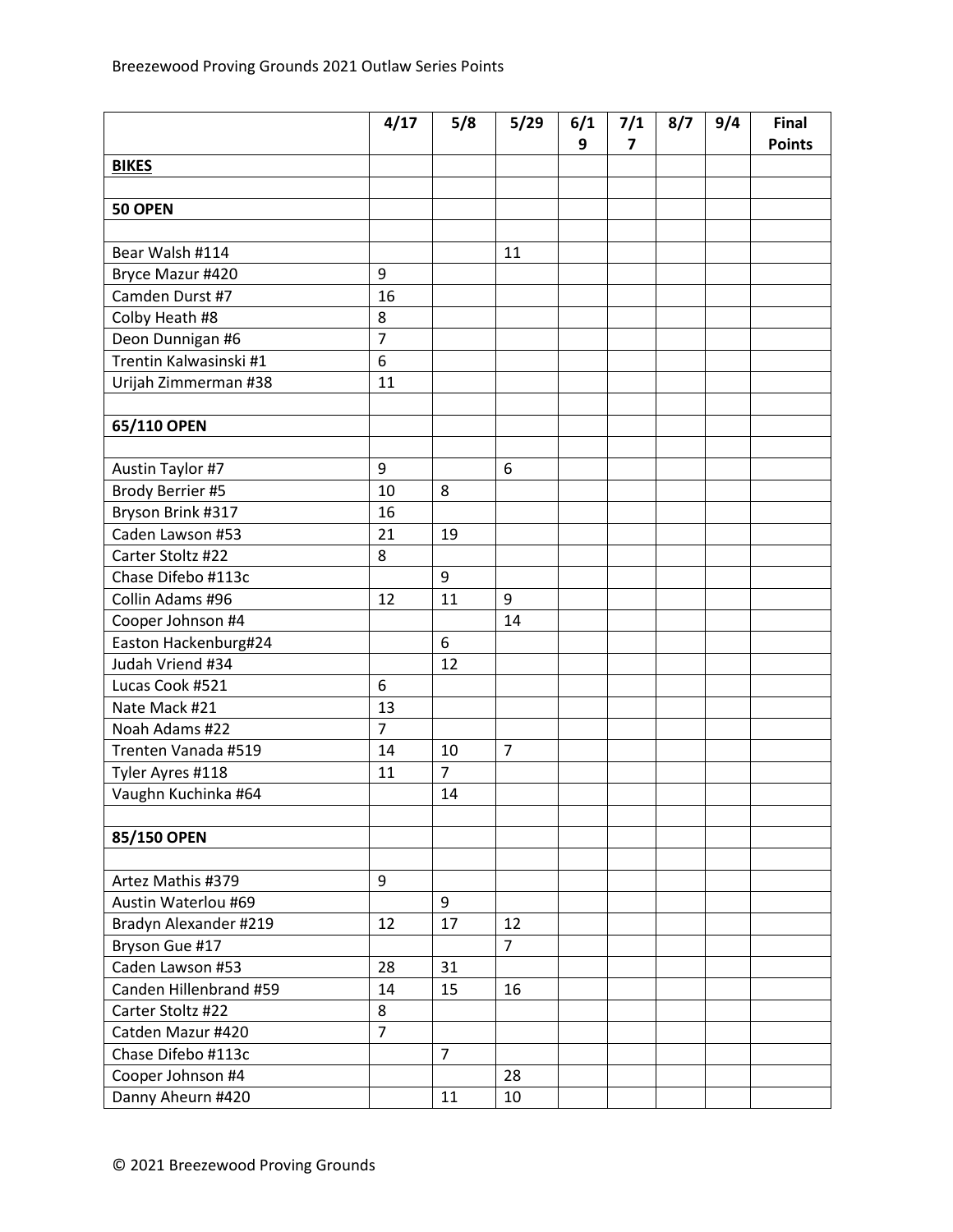Breezewood Proving Grounds 2021 Outlaw Series Points

| | 4/17 | 5/8 | 5/29 | 6/19 | 7/17 | 8/7 | 9/4 | Final Points |
|---|---|---|---|---|---|---|---|---|
| **BIKES** | | | | | | | | |
| | | | | | | | | |
| **50 OPEN** | | | | | | | | |
| | | | | | | | | |
| Bear Walsh #114 | | | 11 | | | | | |
| Bryce Mazur #420 | 9 | | | | | | | |
| Camden Durst #7 | 16 | | | | | | | |
| Colby Heath #8 | 8 | | | | | | | |
| Deon Dunnigan #6 | 7 | | | | | | | |
| Trentin Kalwasinski #1 | 6 | | | | | | | |
| Urijah Zimmerman #38 | 11 | | | | | | | |
| | | | | | | | | |
| **65/110 OPEN** | | | | | | | | |
| | | | | | | | | |
| Austin Taylor #7 | 9 | | 6 | | | | | |
| Brody Berrier #5 | 10 | 8 | | | | | | |
| Bryson Brink #317 | 16 | | | | | | | |
| Caden Lawson #53 | 21 | 19 | | | | | | |
| Carter Stoltz #22 | 8 | | | | | | | |
| Chase Difebo #113c | | 9 | | | | | | |
| Collin Adams #96 | 12 | 11 | 9 | | | | | |
| Cooper Johnson #4 | | | 14 | | | | | |
| Easton Hackenburg#24 | | 6 | | | | | | |
| Judah Vriend #34 | | 12 | | | | | | |
| Lucas Cook #521 | 6 | | | | | | | |
| Nate Mack #21 | 13 | | | | | | | |
| Noah Adams #22 | 7 | | | | | | | |
| Trenten Vanada #519 | 14 | 10 | 7 | | | | | |
| Tyler Ayres #118 | 11 | 7 | | | | | | |
| Vaughn Kuchinka #64 | | 14 | | | | | | |
| | | | | | | | | |
| **85/150 OPEN** | | | | | | | | |
| | | | | | | | | |
| Artez Mathis #379 | 9 | | | | | | | |
| Austin Waterlou #69 | | 9 | | | | | | |
| Bradyn Alexander #219 | 12 | 17 | 12 | | | | | |
| Bryson Gue #17 | | | 7 | | | | | |
| Caden Lawson #53 | 28 | 31 | | | | | | |
| Canden Hillenbrand #59 | 14 | 15 | 16 | | | | | |
| Carter Stoltz #22 | 8 | | | | | | | |
| Catden Mazur #420 | 7 | | | | | | | |
| Chase Difebo #113c | | 7 | | | | | | |
| Cooper Johnson #4 | | | 28 | | | | | |
| Danny Aheurn #420 | | 11 | 10 | | | | | |

© 2021 Breezewood Proving Grounds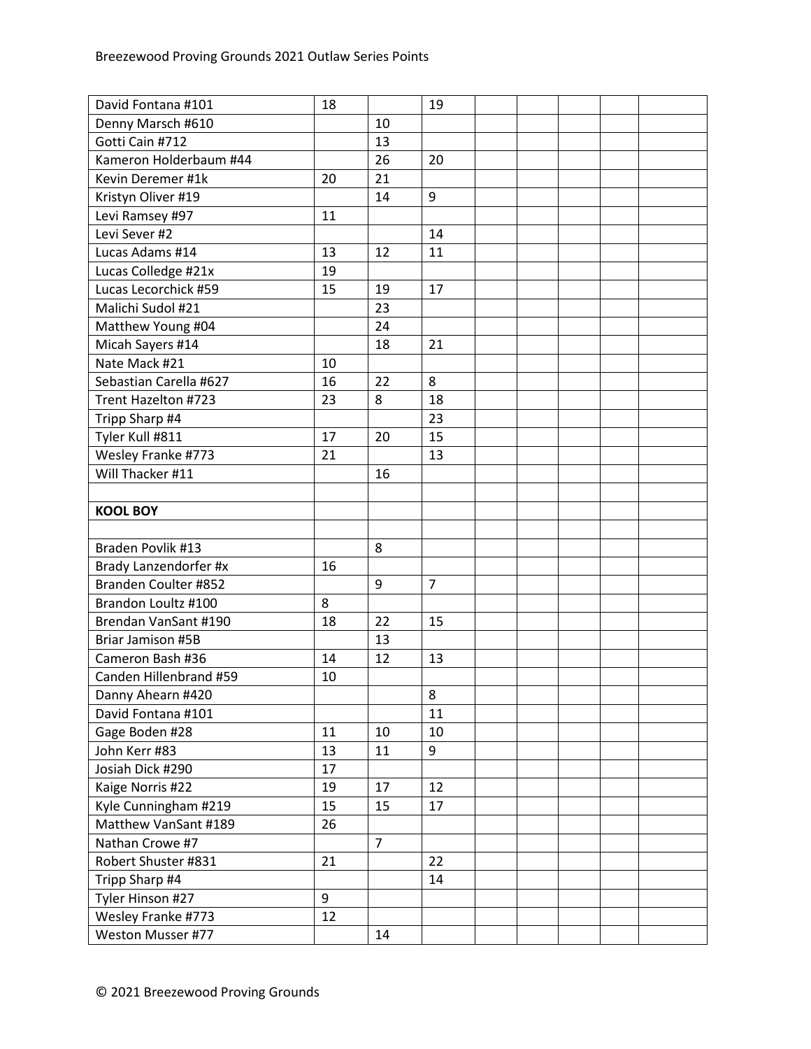| | | | | | | | | |
|---|---|---|---|---|---|---|---|---|
| David Fontana #101 | 18 | | 19 | | | | | |
| Denny Marsch #610 | | 10 | | | | | | |
| Gotti Cain #712 | | 13 | | | | | | |
| Kameron Holderbaum #44 | | 26 | 20 | | | | | |
| Kevin Deremer #1k | 20 | 21 | | | | | | |
| Kristyn Oliver #19 | | 14 | 9 | | | | | |
| Levi Ramsey #97 | 11 | | | | | | | |
| Levi Sever #2 | | | 14 | | | | | |
| Lucas Adams #14 | 13 | 12 | 11 | | | | | |
| Lucas Colledge #21x | 19 | | | | | | | |
| Lucas Lecorchick #59 | 15 | 19 | 17 | | | | | |
| Malichi Sudol #21 | | 23 | | | | | | |
| Matthew Young #04 | | 24 | | | | | | |
| Micah Sayers #14 | | 18 | 21 | | | | | |
| Nate Mack #21 | 10 | | | | | | | |
| Sebastian Carella #627 | 16 | 22 | 8 | | | | | |
| Trent Hazelton #723 | 23 | 8 | 18 | | | | | |
| Tripp Sharp #4 | | | 23 | | | | | |
| Tyler Kull #811 | 17 | 20 | 15 | | | | | |
| Wesley Franke #773 | 21 | | 13 | | | | | |
| Will Thacker #11 | | 16 | | | | | | |
| | | | | | | | | |
| **KOOL BOY** | | | | | | | | |
| | | | | | | | | |
| Braden Povlik #13 | | 8 | | | | | | |
| Brady Lanzendorfer #x | 16 | | | | | | | |
| Branden Coulter #852 | | 9 | 7 | | | | | |
| Brandon Loultz #100 | 8 | | | | | | | |
| Brendan VanSant #190 | 18 | 22 | 15 | | | | | |
| Briar Jamison #5B | | 13 | | | | | | |
| Cameron Bash #36 | 14 | 12 | 13 | | | | | |
| Canden Hillenbrand #59 | 10 | | | | | | | |
| Danny Ahearn #420 | | | 8 | | | | | |
| David Fontana #101 | | | 11 | | | | | |
| Gage Boden #28 | 11 | 10 | 10 | | | | | |
| John Kerr #83 | 13 | 11 | 9 | | | | | |
| Josiah Dick #290 | 17 | | | | | | | |
| Kaige Norris #22 | 19 | 17 | 12 | | | | | |
| Kyle Cunningham #219 | 15 | 15 | 17 | | | | | |
| Matthew VanSant #189 | 26 | | | | | | | |
| Nathan Crowe #7 | | 7 | | | | | | |
| Robert Shuster #831 | 21 | | 22 | | | | | |
| Tripp Sharp #4 | | | 14 | | | | | |
| Tyler Hinson #27 | 9 | | | | | | | |
| Wesley Franke #773 | 12 | | | | | | | |
| Weston Musser #77 | | 14 | | | | | | |

© 2021 Breezewood Proving Grounds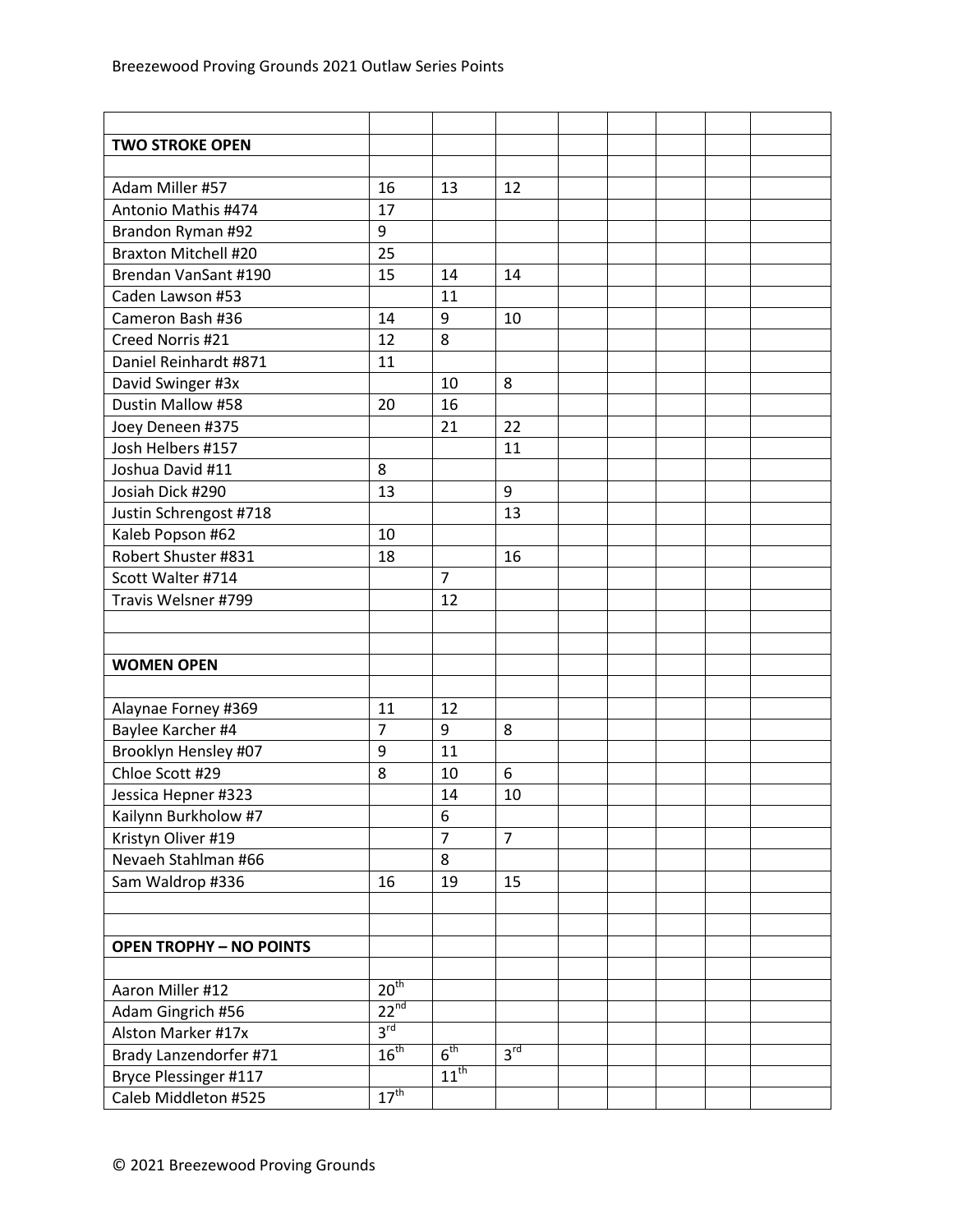| | | | | | | | | |
|---|---|---|---|---|---|---|---|---|
| **TWO STROKE OPEN** | | | | | | | | |
| | | | | | | | | |
| Adam Miller #57 | 16 | 13 | 12 | | | | | |
| Antonio Mathis #474 | 17 | | | | | | | |
| Brandon Ryman #92 | 9 | | | | | | | |
| Braxton Mitchell #20 | 25 | | | | | | | |
| Brendan VanSant #190 | 15 | 14 | 14 | | | | | |
| Caden Lawson #53 | | 11 | | | | | | |
| Cameron Bash #36 | 14 | 9 | 10 | | | | | |
| Creed Norris #21 | 12 | 8 | | | | | | |
| Daniel Reinhardt #871 | 11 | | | | | | | |
| David Swinger #3x | | 10 | 8 | | | | | |
| Dustin Mallow #58 | 20 | 16 | | | | | | |
| Joey Deneen #375 | | 21 | 22 | | | | | |
| Josh Helbers #157 | | | 11 | | | | | |
| Joshua David #11 | 8 | | | | | | | |
| Josiah Dick #290 | 13 | | 9 | | | | | |
| Justin Schrengost #718 | | | 13 | | | | | |
| Kaleb Popson #62 | 10 | | | | | | | |
| Robert Shuster #831 | 18 | | 16 | | | | | |
| Scott Walter #714 | | 7 | | | | | | |
| Travis Welsner #799 | | 12 | | | | | | |
| | | | | | | | | |
| | | | | | | | | |
| **WOMEN OPEN** | | | | | | | | |
| | | | | | | | | |
| Alaynae Forney #369 | 11 | 12 | | | | | | |
| Baylee Karcher #4 | 7 | 9 | 8 | | | | | |
| Brooklyn Hensley #07 | 9 | 11 | | | | | | |
| Chloe Scott #29 | 8 | 10 | 6 | | | | | |
| Jessica Hepner #323 | | 14 | 10 | | | | | |
| Kailynn Burkholow #7 | | 6 | | | | | | |
| Kristyn Oliver #19 | | 7 | 7 | | | | | |
| Nevaeh Stahlman #66 | | 8 | | | | | | |
| Sam Waldrop #336 | 16 | 19 | 15 | | | | | |
| | | | | | | | | |
| | | | | | | | | |
| **OPEN TROPHY – NO POINTS** | | | | | | | | |
| | | | | | | | | |
| Aaron Miller #12 | 20th | | | | | | | |
| Adam Gingrich #56 | 22nd | | | | | | | |
| Alston Marker #17x | 3rd | | | | | | | |
| Brady Lanzendorfer #71 | 16th | 6th | 3rd | | | | | |
| Bryce Plessinger #117 | | 11th | | | | | | |
| Caleb Middleton #525 | 17th | | | | | | | |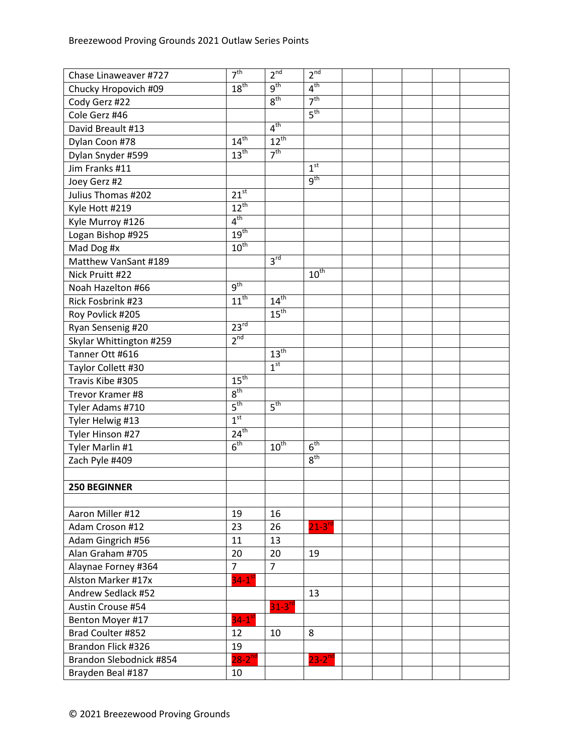| | | | | | | | | |
|---|---|---|---|---|---|---|---|---|
| Chase Linaweaver #727 | 7th | 2nd | 2nd | | | | | |
| Chucky Hropovich #09 | 18th | 9th | 4th | | | | | |
| Cody Gerz #22 | | 8th | 7th | | | | | |
| Cole Gerz #46 | | | 5th | | | | | |
| David Breault #13 | | 4th | | | | | | |
| Dylan Coon #78 | 14th | 12th | | | | | | |
| Dylan Snyder #599 | 13th | 7th | | | | | | |
| Jim Franks #11 | | | 1st | | | | | |
| Joey Gerz #2 | | | 9th | | | | | |
| Julius Thomas #202 | 21st | | | | | | | |
| Kyle Hott #219 | 12th | | | | | | | |
| Kyle Murroy #126 | 4th | | | | | | | |
| Logan Bishop #925 | 19th | | | | | | | |
| Mad Dog #x | 10th | | | | | | | |
| Matthew VanSant #189 | | 3rd | | | | | | |
| Nick Pruitt #22 | | | 10th | | | | | |
| Noah Hazelton #66 | 9th | | | | | | | |
| Rick Fosbrink #23 | 11th | 14th | | | | | | |
| Roy Povlick #205 | | 15th | | | | | | |
| Ryan Sensenig #20 | 23rd | | | | | | | |
| Skylar Whittington #259 | 2nd | | | | | | | |
| Tanner Ott #616 | | 13th | | | | | | |
| Taylor Collett #30 | | 1st | | | | | | |
| Travis Kibe #305 | 15th | | | | | | | |
| Trevor Kramer #8 | 8th | | | | | | | |
| Tyler Adams #710 | 5th | 5th | | | | | | |
| Tyler Helwig #13 | 1st | | | | | | | |
| Tyler Hinson #27 | 24th | | | | | | | |
| Tyler Marlin #1 | 6th | 10th | 6th | | | | | |
| Zach Pyle #409 | | | 8th | | | | | |
| | | | | | | | | |
| **250 BEGINNER** | | | | | | | | |
| | | | | | | | | |
| Aaron Miller #12 | 19 | 16 | | | | | | |
| Adam Croson #12 | 23 | 26 | 21-3rd | | | | | |
| Adam Gingrich #56 | 11 | 13 | | | | | | |
| Alan Graham #705 | 20 | 20 | 19 | | | | | |
| Alaynae Forney #364 | 7 | 7 | | | | | | |
| Alston Marker #17x | 34-1st | | | | | | | |
| Andrew Sedlack #52 | | | 13 | | | | | |
| Austin Crouse #54 | | 31-3rd | | | | | | |
| Benton Moyer #17 | 34-1st | | | | | | | |
| Brad Coulter #852 | 12 | 10 | 8 | | | | | |
| Brandon Flick #326 | 19 | | | | | | | |
| Brandon Slebodnick #854 | 28-2nd | | 23-2nd | | | | | |
| Brayden Beal #187 | 10 | | | | | | | |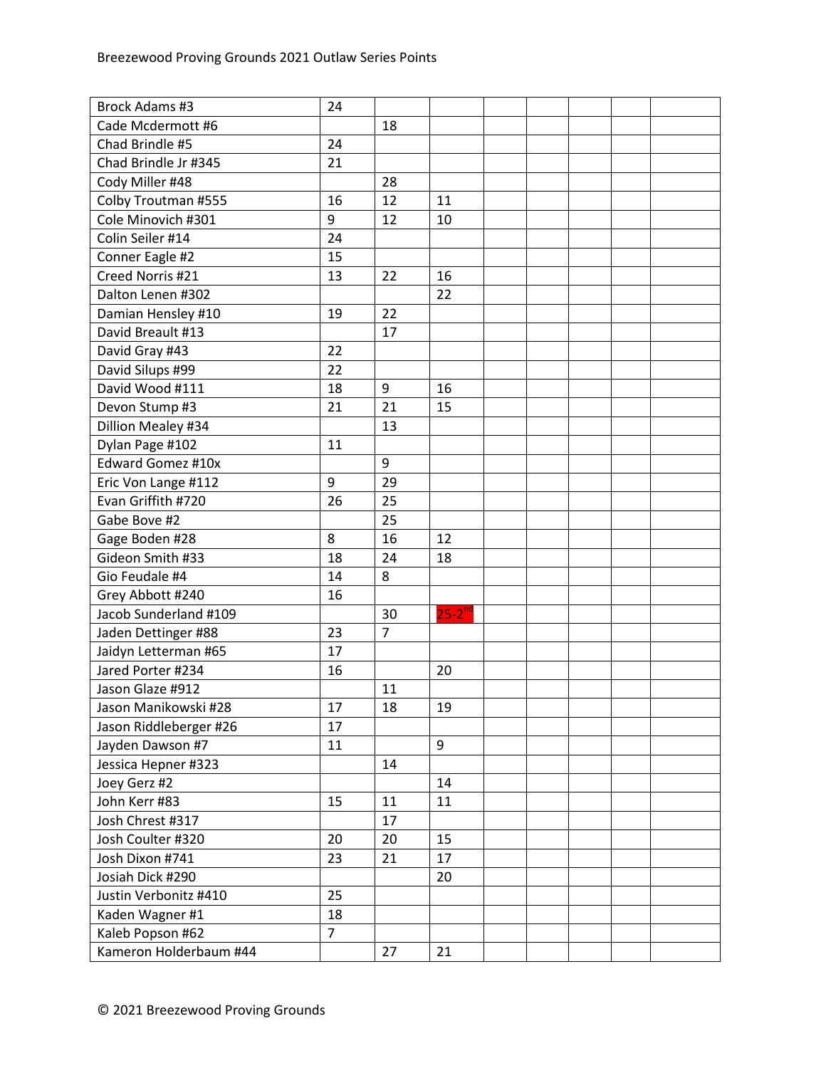| | | | | | | | | |
|---|---|---|---|---|---|---|---|---|
| Brock Adams #3 | 24 | | | | | | | |
| Cade Mcdermott #6 | | 18 | | | | | | |
| Chad Brindle #5 | 24 | | | | | | | |
| Chad Brindle Jr #345 | 21 | | | | | | | |
| Cody Miller #48 | | 28 | | | | | | |
| Colby Troutman #555 | 16 | 12 | 11 | | | | | |
| Cole Minovich #301 | 9 | 12 | 10 | | | | | |
| Colin Seiler #14 | 24 | | | | | | | |
| Conner Eagle #2 | 15 | | | | | | | |
| Creed Norris #21 | 13 | 22 | 16 | | | | | |
| Dalton Lenen #302 | | | 22 | | | | | |
| Damian Hensley #10 | 19 | 22 | | | | | | |
| David Breault #13 | | 17 | | | | | | |
| David Gray #43 | 22 | | | | | | | |
| David Silups #99 | 22 | | | | | | | |
| David Wood #111 | 18 | 9 | 16 | | | | | |
| Devon Stump #3 | 21 | 21 | 15 | | | | | |
| Dillion Mealey #34 | | 13 | | | | | | |
| Dylan Page #102 | 11 | | | | | | | |
| Edward Gomez #10x | | 9 | | | | | | |
| Eric Von Lange #112 | 9 | 29 | | | | | | |
| Evan Griffith #720 | 26 | 25 | | | | | | |
| Gabe Bove #2 | | 25 | | | | | | |
| Gage Boden #28 | 8 | 16 | 12 | | | | | |
| Gideon Smith #33 | 18 | 24 | 18 | | | | | |
| Gio Feudale #4 | 14 | 8 | | | | | | |
| Grey Abbott #240 | 16 | | | | | | | |
| Jacob Sunderland #109 | | 30 | 25-2nd | | | | | |
| Jaden Dettinger #88 | 23 | 7 | | | | | | |
| Jaidyn Letterman #65 | 17 | | | | | | | |
| Jared Porter #234 | 16 | | 20 | | | | | |
| Jason Glaze #912 | | 11 | | | | | | |
| Jason Manikowski #28 | 17 | 18 | 19 | | | | | |
| Jason Riddleberger #26 | 17 | | | | | | | |
| Jayden Dawson #7 | 11 | | 9 | | | | | |
| Jessica Hepner #323 | | 14 | | | | | | |
| Joey Gerz #2 | | | 14 | | | | | |
| John Kerr #83 | 15 | 11 | 11 | | | | | |
| Josh Chrest #317 | | 17 | | | | | | |
| Josh Coulter #320 | 20 | 20 | 15 | | | | | |
| Josh Dixon #741 | 23 | 21 | 17 | | | | | |
| Josiah Dick #290 | | | 20 | | | | | |
| Justin Verbonitz #410 | 25 | | | | | | | |
| Kaden Wagner #1 | 18 | | | | | | | |
| Kaleb Popson #62 | 7 | | | | | | | |
| Kameron Holderbaum #44 | | 27 | 21 | | | | | |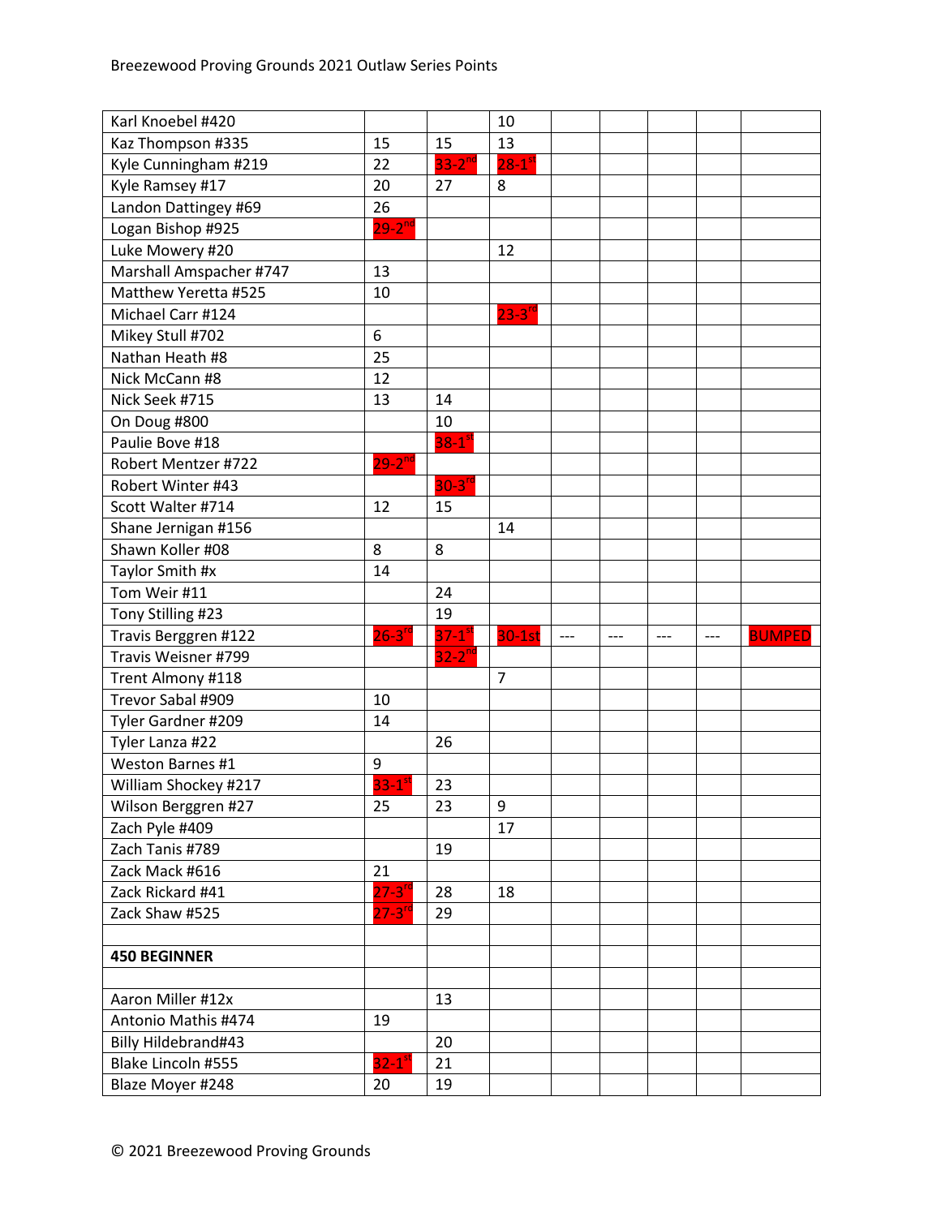| | | | | | | | | |
|---|---|---|---|---|---|---|---|---|
| Karl Knoebel #420 | | | 10 | | | | | |
| Kaz Thompson #335 | 15 | 15 | 13 | | | | | |
| Kyle Cunningham #219 | 22 | 33-2nd | 28-1st | | | | | |
| Kyle Ramsey #17 | 20 | 27 | 8 | | | | | |
| Landon Dattingey #69 | 26 | | | | | | | |
| Logan Bishop #925 | 29-2nd | | | | | | | |
| Luke Mowery #20 | | | 12 | | | | | |
| Marshall Amspacher #747 | 13 | | | | | | | |
| Matthew Yeretta #525 | 10 | | | | | | | |
| Michael Carr #124 | | | 23-3rd | | | | | |
| Mikey Stull #702 | 6 | | | | | | | |
| Nathan Heath #8 | 25 | | | | | | | |
| Nick McCann #8 | 12 | | | | | | | |
| Nick Seek #715 | 13 | 14 | | | | | | |
| On Doug #800 | | 10 | | | | | | |
| Paulie Bove #18 | | 38-1st | | | | | | |
| Robert Mentzer #722 | 29-2nd | | | | | | | |
| Robert Winter #43 | | 30-3rd | | | | | | |
| Scott Walter #714 | 12 | 15 | | | | | | |
| Shane Jernigan #156 | | | 14 | | | | | |
| Shawn Koller #08 | 8 | 8 | | | | | | |
| Taylor Smith #x | 14 | | | | | | | |
| Tom Weir #11 | | 24 | | | | | | |
| Tony Stilling #23 | | 19 | | | | | | |
| Travis Berggren #122 | 26-3rd | 37-1st | 30-1st | --- | --- | --- | --- | BUMPED |
| Travis Weisner #799 | | 32-2nd | | | | | | |
| Trent Almony #118 | | | 7 | | | | | |
| Trevor Sabal #909 | 10 | | | | | | | |
| Tyler Gardner #209 | 14 | | | | | | | |
| Tyler Lanza #22 | | 26 | | | | | | |
| Weston Barnes #1 | 9 | | | | | | | |
| William Shockey #217 | 33-1st | 23 | | | | | | |
| Wilson Berggren #27 | 25 | 23 | 9 | | | | | |
| Zach Pyle #409 | | | 17 | | | | | |
| Zach Tanis #789 | | 19 | | | | | | |
| Zack Mack #616 | 21 | | | | | | | |
| Zack Rickard #41 | 27-3rd | 28 | 18 | | | | | |
| Zack Shaw #525 | 27-3rd | 29 | | | | | | |
| | | | | | | | | |
| **450 BEGINNER** | | | | | | | | |
| | | | | | | | | |
| Aaron Miller #12x | | 13 | | | | | | |
| Antonio Mathis #474 | 19 | | | | | | | |
| Billy Hildebrand#43 | | 20 | | | | | | |
| Blake Lincoln #555 | 32-1st | 21 | | | | | | |
| Blaze Moyer #248 | 20 | 19 | | | | | | |

© 2021 Breezewood Proving Grounds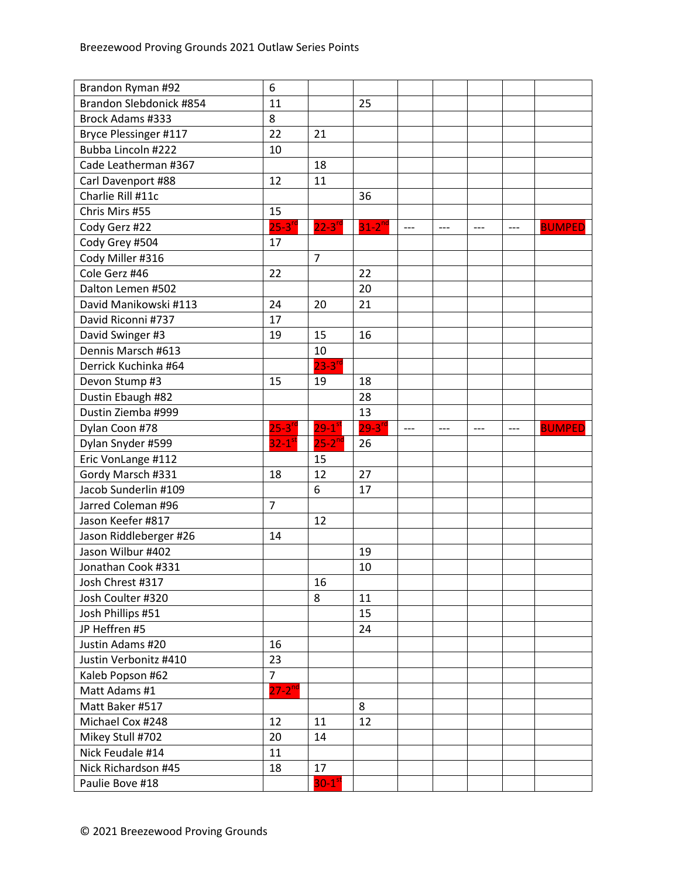| | | | | | | | | |
|---|---|---|---|---|---|---|---|---|
| Brandon Ryman #92 | 6 | | | | | | | |
| Brandon Slebdonick #854 | 11 | | 25 | | | | | |
| Brock Adams #333 | 8 | | | | | | | |
| Bryce Plessinger #117 | 22 | 21 | | | | | | |
| Bubba Lincoln #222 | 10 | | | | | | | |
| Cade Leatherman #367 | | 18 | | | | | | |
| Carl Davenport #88 | 12 | 11 | | | | | | |
| Charlie Rill #11c | | | 36 | | | | | |
| Chris Mirs #55 | 15 | | | | | | | |
| Cody Gerz #22 | 25-3rd | 22-3rd | 31-2nd | --- | --- | --- | --- | BUMPED |
| Cody Grey #504 | 17 | | | | | | | |
| Cody Miller #316 | | 7 | | | | | | |
| Cole Gerz #46 | 22 | | 22 | | | | | |
| Dalton Lemen #502 | | | 20 | | | | | |
| David Manikowski #113 | 24 | 20 | 21 | | | | | |
| David Riconni #737 | 17 | | | | | | | |
| David Swinger #3 | 19 | 15 | 16 | | | | | |
| Dennis Marsch #613 | | 10 | | | | | | |
| Derrick Kuchinka #64 | | 23-3rd | | | | | | |
| Devon Stump #3 | 15 | 19 | 18 | | | | | |
| Dustin Ebaugh #82 | | | 28 | | | | | |
| Dustin Ziemba #999 | | | 13 | | | | | |
| Dylan Coon #78 | 25-3rd | 29-1st | 29-3rd | --- | --- | --- | --- | BUMPED |
| Dylan Snyder #599 | 32-1st | 25-2nd | 26 | | | | | |
| Eric VonLange #112 | | 15 | | | | | | |
| Gordy Marsch #331 | 18 | 12 | 27 | | | | | |
| Jacob Sunderlin #109 | | 6 | 17 | | | | | |
| Jarred Coleman #96 | 7 | | | | | | | |
| Jason Keefer #817 | | 12 | | | | | | |
| Jason Riddleberger #26 | 14 | | | | | | | |
| Jason Wilbur #402 | | | 19 | | | | | |
| Jonathan Cook #331 | | | 10 | | | | | |
| Josh Chrest #317 | | 16 | | | | | | |
| Josh Coulter #320 | | 8 | 11 | | | | | |
| Josh Phillips #51 | | | 15 | | | | | |
| JP Heffren #5 | | | 24 | | | | | |
| Justin Adams #20 | 16 | | | | | | | |
| Justin Verbonitz #410 | 23 | | | | | | | |
| Kaleb Popson #62 | 7 | | | | | | | |
| Matt Adams #1 | 27-2nd | | | | | | | |
| Matt Baker #517 | | | 8 | | | | | |
| Michael Cox #248 | 12 | 11 | 12 | | | | | |
| Mikey Stull #702 | 20 | 14 | | | | | | |
| Nick Feudale #14 | 11 | | | | | | | |
| Nick Richardson #45 | 18 | 17 | | | | | | |
| Paulie Bove #18 | | 30-1st | | | | | | |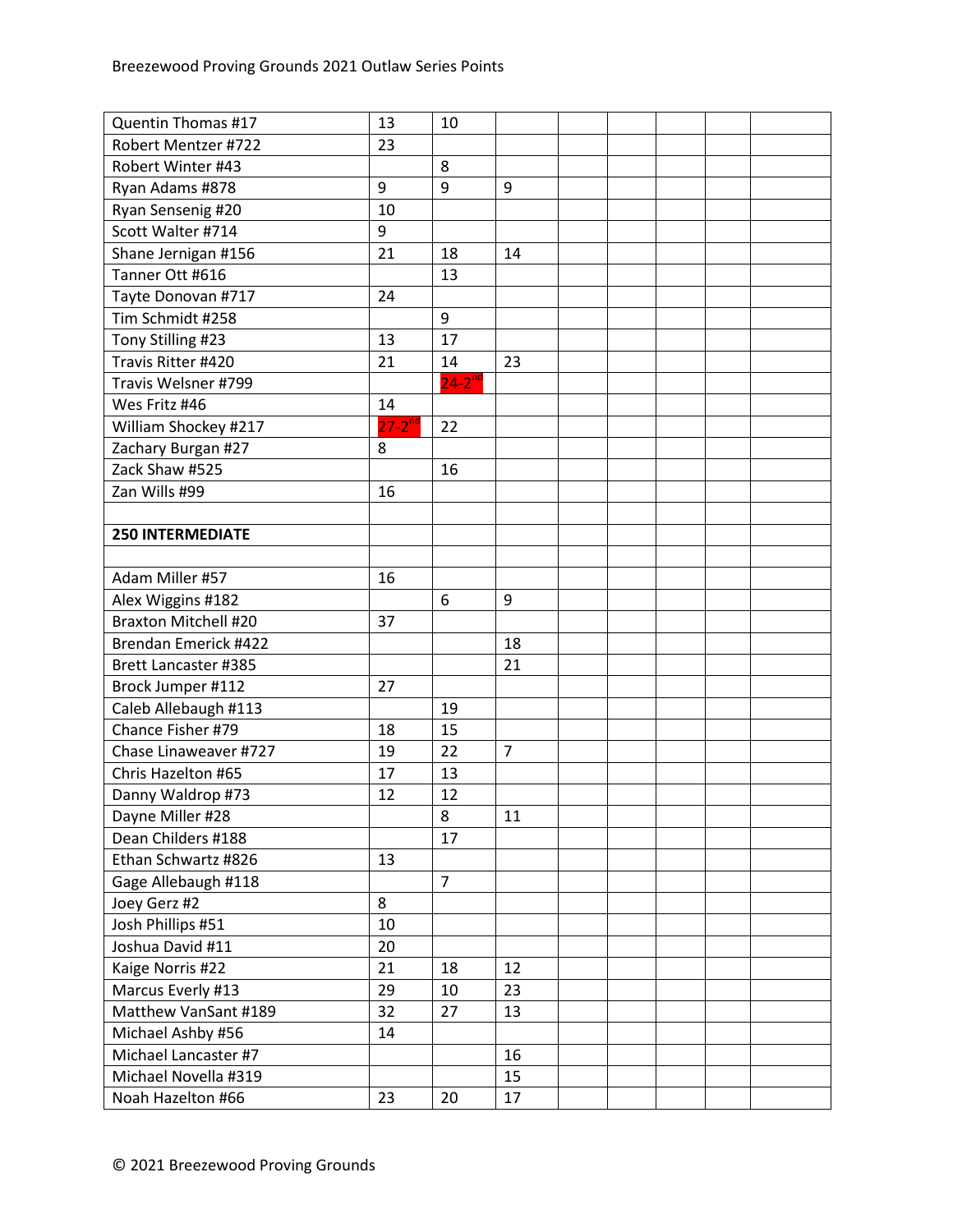| | | | | | | | | |
|---|---|---|---|---|---|---|---|---|
| Quentin Thomas #17 | 13 | 10 | | | | | | |
| Robert Mentzer #722 | 23 | | | | | | | |
| Robert Winter #43 | | 8 | | | | | | |
| Ryan Adams #878 | 9 | 9 | 9 | | | | | |
| Ryan Sensenig #20 | 10 | | | | | | | |
| Scott Walter #714 | 9 | | | | | | | |
| Shane Jernigan #156 | 21 | 18 | 14 | | | | | |
| Tanner Ott #616 | | 13 | | | | | | |
| Tayte Donovan #717 | 24 | | | | | | | |
| Tim Schmidt #258 | | 9 | | | | | | |
| Tony Stilling #23 | 13 | 17 | | | | | | |
| Travis Ritter #420 | 21 | 14 | 23 | | | | | |
| Travis Welsner #799 | | 24-2nd | | | | | | |
| Wes Fritz #46 | 14 | | | | | | | |
| William Shockey #217 | 27-2nd | 22 | | | | | | |
| Zachary Burgan #27 | 8 | | | | | | | |
| Zack Shaw #525 | | 16 | | | | | | |
| Zan Wills #99 | 16 | | | | | | | |
| | | | | | | | | |
| **250 INTERMEDIATE** | | | | | | | | |
| | | | | | | | | |
| Adam Miller #57 | 16 | | | | | | | |
| Alex Wiggins #182 | | 6 | 9 | | | | | |
| Braxton Mitchell #20 | 37 | | | | | | | |
| Brendan Emerick #422 | | | 18 | | | | | |
| Brett Lancaster #385 | | | 21 | | | | | |
| Brock Jumper #112 | 27 | | | | | | | |
| Caleb Allebaugh #113 | | 19 | | | | | | |
| Chance Fisher #79 | 18 | 15 | | | | | | |
| Chase Linaweaver #727 | 19 | 22 | 7 | | | | | |
| Chris Hazelton #65 | 17 | 13 | | | | | | |
| Danny Waldrop #73 | 12 | 12 | | | | | | |
| Dayne Miller #28 | | 8 | 11 | | | | | |
| Dean Childers #188 | | 17 | | | | | | |
| Ethan Schwartz #826 | 13 | | | | | | | |
| Gage Allebaugh #118 | | 7 | | | | | | |
| Joey Gerz #2 | 8 | | | | | | | |
| Josh Phillips #51 | 10 | | | | | | | |
| Joshua David #11 | 20 | | | | | | | |
| Kaige Norris #22 | 21 | 18 | 12 | | | | | |
| Marcus Everly #13 | 29 | 10 | 23 | | | | | |
| Matthew VanSant #189 | 32 | 27 | 13 | | | | | |
| Michael Ashby #56 | 14 | | | | | | | |
| Michael Lancaster #7 | | | 16 | | | | | |
| Michael Novella #319 | | | 15 | | | | | |
| Noah Hazelton #66 | 23 | 20 | 17 | | | | | |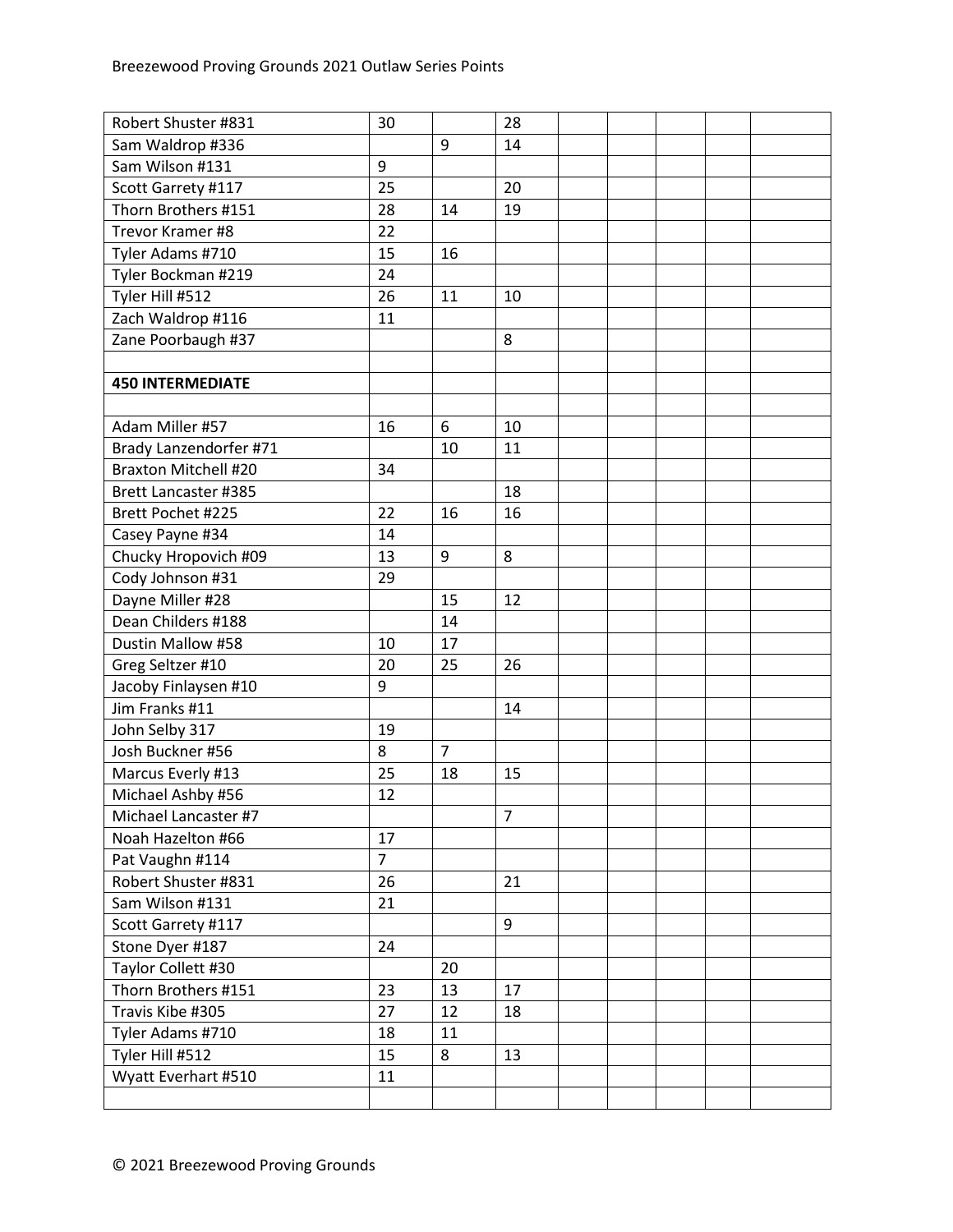| | | | | | | | | |
|---|---|---|---|---|---|---|---|---|
| Robert Shuster #831 | 30 | | 28 | | | | | |
| Sam Waldrop #336 | | 9 | 14 | | | | | |
| Sam Wilson #131 | 9 | | | | | | | |
| Scott Garrety #117 | 25 | | 20 | | | | | |
| Thorn Brothers #151 | 28 | 14 | 19 | | | | | |
| Trevor Kramer #8 | 22 | | | | | | | |
| Tyler Adams #710 | 15 | 16 | | | | | | |
| Tyler Bockman #219 | 24 | | | | | | | |
| Tyler Hill #512 | 26 | 11 | 10 | | | | | |
| Zach Waldrop #116 | 11 | | | | | | | |
| Zane Poorbaugh #37 | | | 8 | | | | | |
| | | | | | | | | |
| **450 INTERMEDIATE** | | | | | | | | |
| | | | | | | | | |
| Adam Miller #57 | 16 | 6 | 10 | | | | | |
| Brady Lanzendorfer #71 | | 10 | 11 | | | | | |
| Braxton Mitchell #20 | 34 | | | | | | | |
| Brett Lancaster #385 | | | 18 | | | | | |
| Brett Pochet #225 | 22 | 16 | 16 | | | | | |
| Casey Payne #34 | 14 | | | | | | | |
| Chucky Hropovich #09 | 13 | 9 | 8 | | | | | |
| Cody Johnson #31 | 29 | | | | | | | |
| Dayne Miller #28 | | 15 | 12 | | | | | |
| Dean Childers #188 | | 14 | | | | | | |
| Dustin Mallow #58 | 10 | 17 | | | | | | |
| Greg Seltzer #10 | 20 | 25 | 26 | | | | | |
| Jacoby Finlaysen #10 | 9 | | | | | | | |
| Jim Franks #11 | | | 14 | | | | | |
| John Selby 317 | 19 | | | | | | | |
| Josh Buckner #56 | 8 | 7 | | | | | | |
| Marcus Everly #13 | 25 | 18 | 15 | | | | | |
| Michael Ashby #56 | 12 | | | | | | | |
| Michael Lancaster #7 | | | 7 | | | | | |
| Noah Hazelton #66 | 17 | | | | | | | |
| Pat Vaughn #114 | 7 | | | | | | | |
| Robert Shuster #831 | 26 | | 21 | | | | | |
| Sam Wilson #131 | 21 | | | | | | | |
| Scott Garrety #117 | | | 9 | | | | | |
| Stone Dyer #187 | 24 | | | | | | | |
| Taylor Collett #30 | | 20 | | | | | | |
| Thorn Brothers #151 | 23 | 13 | 17 | | | | | |
| Travis Kibe #305 | 27 | 12 | 18 | | | | | |
| Tyler Adams #710 | 18 | 11 | | | | | | |
| Tyler Hill #512 | 15 | 8 | 13 | | | | | |
| Wyatt Everhart #510 | 11 | | | | | | | |
| | | | | | | | | |

© 2021 Breezewood Proving Grounds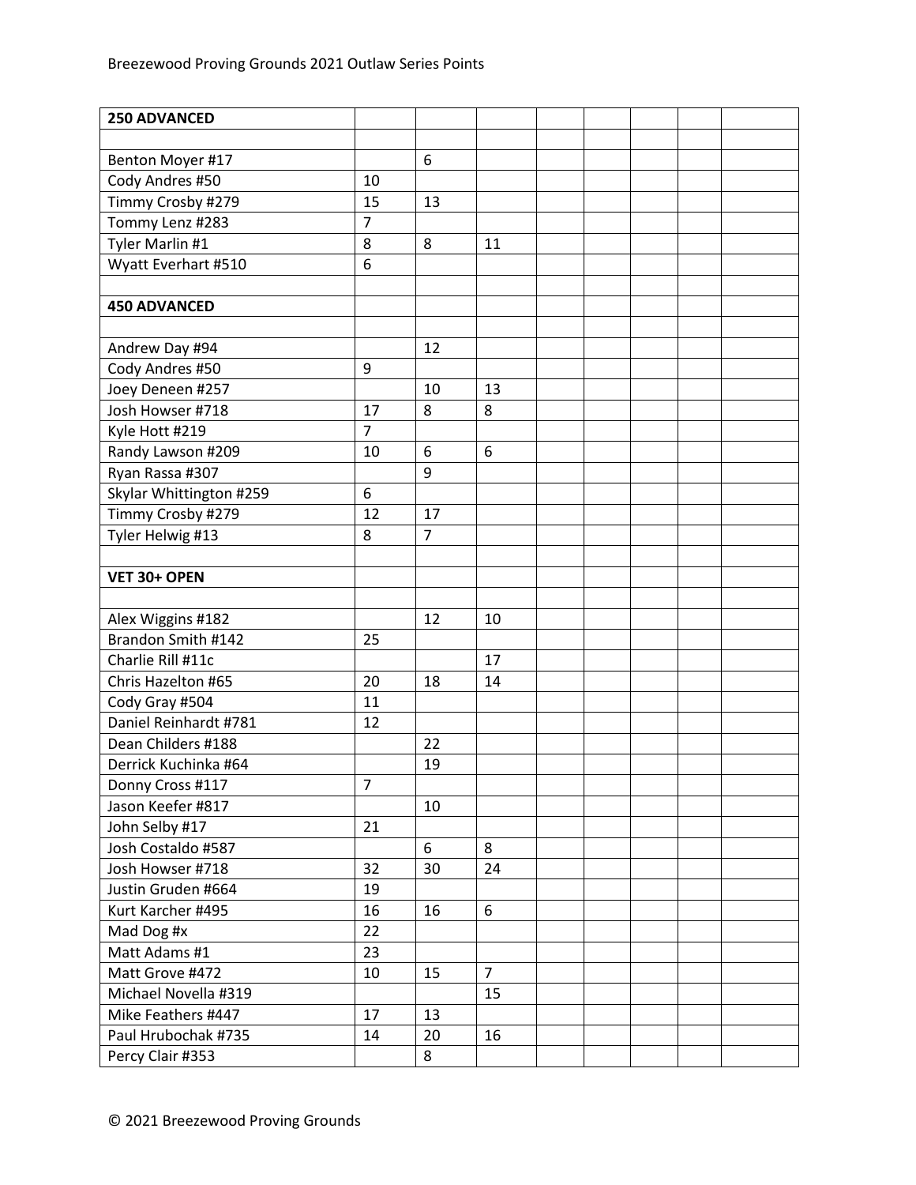| 250 ADVANCED | | | | | | | | |
|---|---|---|---|---|---|---|---|---|
| | | | | | | | | |
| Benton Moyer #17 | | 6 | | | | | | |
| Cody Andres #50 | 10 | | | | | | | |
| Timmy Crosby #279 | 15 | 13 | | | | | | |
| Tommy Lenz #283 | 7 | | | | | | | |
| Tyler Marlin #1 | 8 | 8 | 11 | | | | | |
| Wyatt Everhart #510 | 6 | | | | | | | |
| | | | | | | | | |
| **450 ADVANCED** | | | | | | | | |
| | | | | | | | | |
| Andrew Day #94 | | 12 | | | | | | |
| Cody Andres #50 | 9 | | | | | | | |
| Joey Deneen #257 | | 10 | 13 | | | | | |
| Josh Howser #718 | 17 | 8 | 8 | | | | | |
| Kyle Hott #219 | 7 | | | | | | | |
| Randy Lawson #209 | 10 | 6 | 6 | | | | | |
| Ryan Rassa #307 | | 9 | | | | | | |
| Skylar Whittington #259 | 6 | | | | | | | |
| Timmy Crosby #279 | 12 | 17 | | | | | | |
| Tyler Helwig #13 | 8 | 7 | | | | | | |
| | | | | | | | | |
| **VET 30+ OPEN** | | | | | | | | |
| | | | | | | | | |
| Alex Wiggins #182 | | 12 | 10 | | | | | |
| Brandon Smith #142 | 25 | | | | | | | |
| Charlie Rill #11c | | | 17 | | | | | |
| Chris Hazelton #65 | 20 | 18 | 14 | | | | | |
| Cody Gray #504 | 11 | | | | | | | |
| Daniel Reinhardt #781 | 12 | | | | | | | |
| Dean Childers #188 | | 22 | | | | | | |
| Derrick Kuchinka #64 | | 19 | | | | | | |
| Donny Cross #117 | 7 | | | | | | | |
| Jason Keefer #817 | | 10 | | | | | | |
| John Selby #17 | 21 | | | | | | | |
| Josh Costaldo #587 | | 6 | 8 | | | | | |
| Josh Howser #718 | 32 | 30 | 24 | | | | | |
| Justin Gruden #664 | 19 | | | | | | | |
| Kurt Karcher #495 | 16 | 16 | 6 | | | | | |
| Mad Dog #x | 22 | | | | | | | |
| Matt Adams #1 | 23 | | | | | | | |
| Matt Grove #472 | 10 | 15 | 7 | | | | | |
| Michael Novella #319 | | | 15 | | | | | |
| Mike Feathers #447 | 17 | 13 | | | | | | |
| Paul Hrubochak #735 | 14 | 20 | 16 | | | | | |
| Percy Clair #353 | | 8 | | | | | | |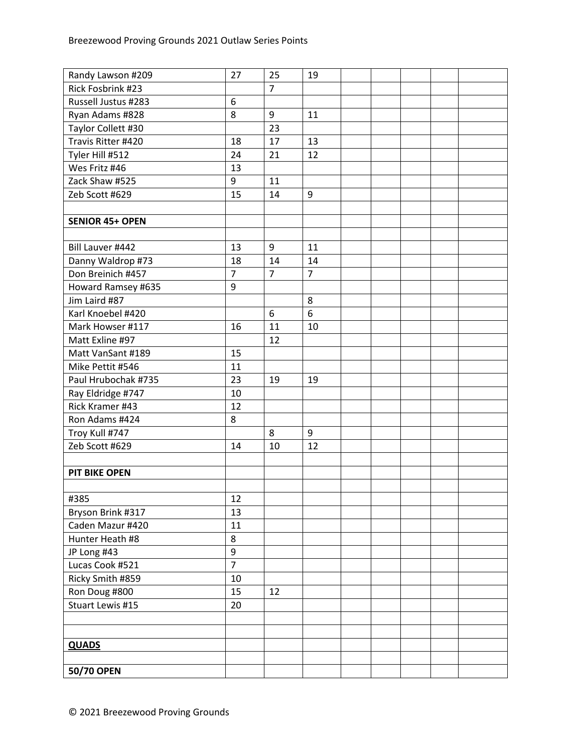| | | | | | | | | |
|---|---|---|---|---|---|---|---|---|
| Randy Lawson #209 | 27 | 25 | 19 | | | | | |
| Rick Fosbrink #23 | | 7 | | | | | | |
| Russell Justus #283 | 6 | | | | | | | |
| Ryan Adams #828 | 8 | 9 | 11 | | | | | |
| Taylor Collett #30 | | 23 | | | | | | |
| Travis Ritter #420 | 18 | 17 | 13 | | | | | |
| Tyler Hill #512 | 24 | 21 | 12 | | | | | |
| Wes Fritz #46 | 13 | | | | | | | |
| Zack Shaw #525 | 9 | 11 | | | | | | |
| Zeb Scott #629 | 15 | 14 | 9 | | | | | |
| | | | | | | | | |
| **SENIOR 45+ OPEN** | | | | | | | | |
| | | | | | | | | |
| Bill Lauver #442 | 13 | 9 | 11 | | | | | |
| Danny Waldrop #73 | 18 | 14 | 14 | | | | | |
| Don Breinich #457 | 7 | 7 | 7 | | | | | |
| Howard Ramsey #635 | 9 | | | | | | | |
| Jim Laird #87 | | | 8 | | | | | |
| Karl Knoebel #420 | | 6 | 6 | | | | | |
| Mark Howser #117 | 16 | 11 | 10 | | | | | |
| Matt Exline #97 | | 12 | | | | | | |
| Matt VanSant #189 | 15 | | | | | | | |
| Mike Pettit #546 | 11 | | | | | | | |
| Paul Hrubochak #735 | 23 | 19 | 19 | | | | | |
| Ray Eldridge #747 | 10 | | | | | | | |
| Rick Kramer #43 | 12 | | | | | | | |
| Ron Adams #424 | 8 | | | | | | | |
| Troy Kull #747 | | 8 | 9 | | | | | |
| Zeb Scott #629 | 14 | 10 | 12 | | | | | |
| | | | | | | | | |
| **PIT BIKE OPEN** | | | | | | | | |
| | | | | | | | | |
| #385 | 12 | | | | | | | |
| Bryson Brink #317 | 13 | | | | | | | |
| Caden Mazur #420 | 11 | | | | | | | |
| Hunter Heath #8 | 8 | | | | | | | |
| JP Long #43 | 9 | | | | | | | |
| Lucas Cook #521 | 7 | | | | | | | |
| Ricky Smith #859 | 10 | | | | | | | |
| Ron Doug #800 | 15 | 12 | | | | | | |
| Stuart Lewis #15 | 20 | | | | | | | |
| | | | | | | | | |
| | | | | | | | | |
| **QUADS** | | | | | | | | |
| | | | | | | | | |
| **50/70 OPEN** | | | | | | | | |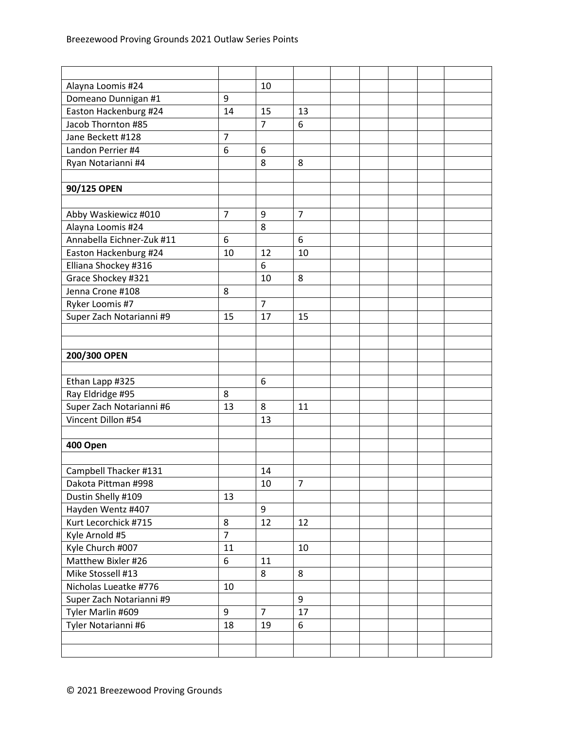|  |  |  |  |  |  |  |  |  |
|---|---|---|---|---|---|---|---|---|
| Alayna Loomis #24 |  | 10 |  |  |  |  |  |  |
| Domeano Dunnigan #1 | 9 |  |  |  |  |  |  |  |
| Easton Hackenburg #24 | 14 | 15 | 13 |  |  |  |  |  |
| Jacob Thornton #85 |  | 7 | 6 |  |  |  |  |  |
| Jane Beckett #128 | 7 |  |  |  |  |  |  |  |
| Landon Perrier #4 | 6 | 6 |  |  |  |  |  |  |
| Ryan Notarianni #4 |  | 8 | 8 |  |  |  |  |  |
|  |  |  |  |  |  |  |  |  |
| **90/125 OPEN** |  |  |  |  |  |  |  |  |
|  |  |  |  |  |  |  |  |  |
| Abby Waskiewicz #010 | 7 | 9 | 7 |  |  |  |  |  |
| Alayna Loomis #24 |  | 8 |  |  |  |  |  |  |
| Annabella Eichner-Zuk #11 | 6 |  | 6 |  |  |  |  |  |
| Easton Hackenburg #24 | 10 | 12 | 10 |  |  |  |  |  |
| Elliana Shockey #316 |  | 6 |  |  |  |  |  |  |
| Grace Shockey #321 |  | 10 | 8 |  |  |  |  |  |
| Jenna Crone #108 | 8 |  |  |  |  |  |  |  |
| Ryker Loomis #7 |  | 7 |  |  |  |  |  |  |
| Super Zach Notarianni #9 | 15 | 17 | 15 |  |  |  |  |  |
|  |  |  |  |  |  |  |  |  |
|  |  |  |  |  |  |  |  |  |
| **200/300 OPEN** |  |  |  |  |  |  |  |  |
|  |  |  |  |  |  |  |  |  |
| Ethan Lapp #325 |  | 6 |  |  |  |  |  |  |
| Ray Eldridge #95 | 8 |  |  |  |  |  |  |  |
| Super Zach Notarianni #6 | 13 | 8 | 11 |  |  |  |  |  |
| Vincent Dillon #54 |  | 13 |  |  |  |  |  |  |
|  |  |  |  |  |  |  |  |  |
| **400 Open** |  |  |  |  |  |  |  |  |
|  |  |  |  |  |  |  |  |  |
| Campbell Thacker #131 |  | 14 |  |  |  |  |  |  |
| Dakota Pittman #998 |  | 10 | 7 |  |  |  |  |  |
| Dustin Shelly #109 | 13 |  |  |  |  |  |  |  |
| Hayden Wentz #407 |  | 9 |  |  |  |  |  |  |
| Kurt Lecorchick #715 | 8 | 12 | 12 |  |  |  |  |  |
| Kyle Arnold #5 | 7 |  |  |  |  |  |  |  |
| Kyle Church #007 | 11 |  | 10 |  |  |  |  |  |
| Matthew Bixler #26 | 6 | 11 |  |  |  |  |  |  |
| Mike Stossell #13 |  | 8 | 8 |  |  |  |  |  |
| Nicholas Lueatke #776 | 10 |  |  |  |  |  |  |  |
| Super Zach Notarianni #9 |  |  | 9 |  |  |  |  |  |
| Tyler Marlin #609 | 9 | 7 | 17 |  |  |  |  |  |
| Tyler Notarianni #6 | 18 | 19 | 6 |  |  |  |  |  |
|  |  |  |  |  |  |  |  |  |
|  |  |  |  |  |  |  |  |  |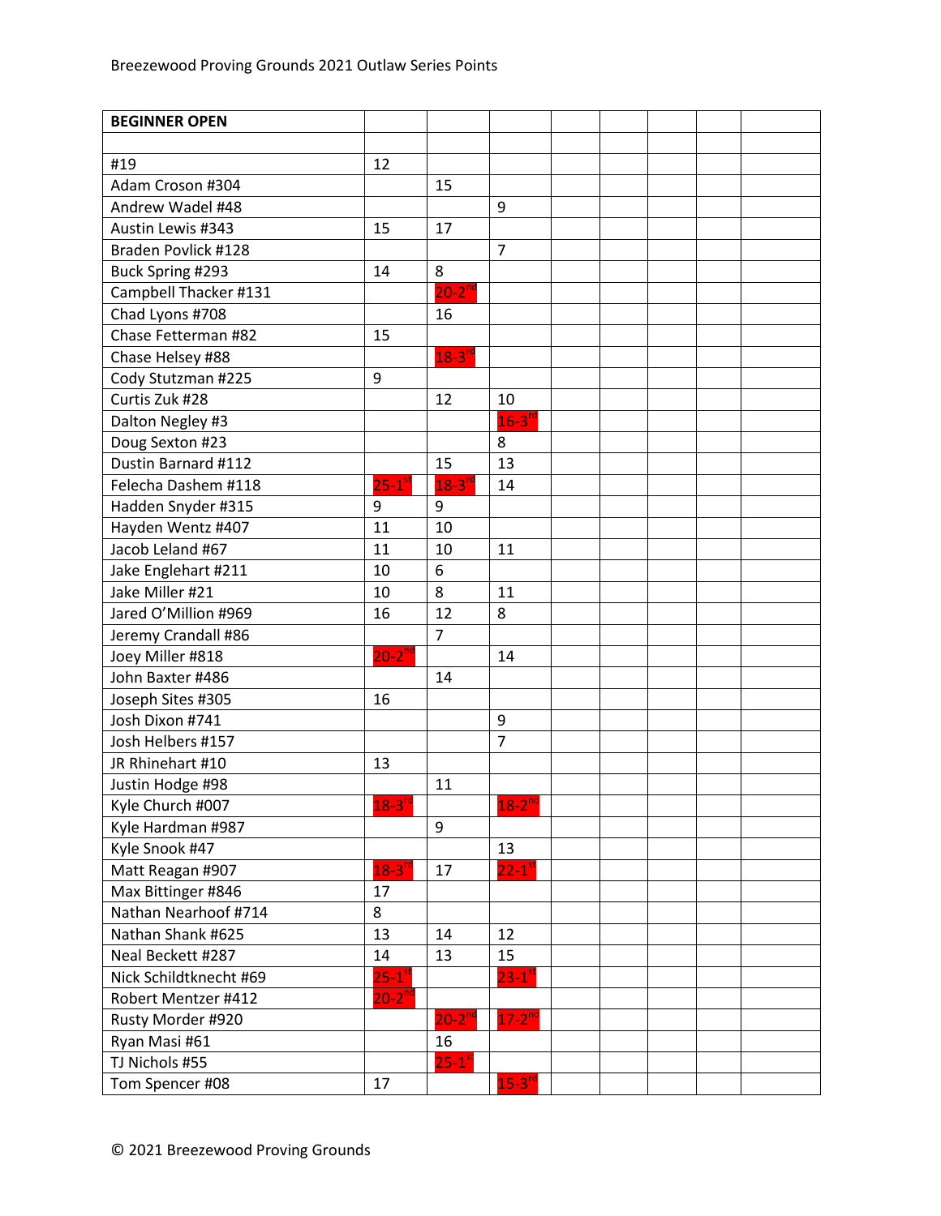Breezewood Proving Grounds 2021 Outlaw Series Points

| BEGINNER OPEN | | | | | | | | |
|---|---|---|---|---|---|---|---|---|
| | | | | | | | | |
| #19 | 12 | | | | | | | |
| Adam Croson #304 | | 15 | | | | | | |
| Andrew Wadel #48 | | | 9 | | | | | |
| Austin Lewis #343 | 15 | 17 | | | | | | |
| Braden Povlick #128 | | | 7 | | | | | |
| Buck Spring #293 | 14 | 8 | | | | | | |
| Campbell Thacker #131 | | 20-2nd | | | | | | |
| Chad Lyons #708 | | 16 | | | | | | |
| Chase Fetterman #82 | 15 | | | | | | | |
| Chase Helsey #88 | | 18-3rd | | | | | | |
| Cody Stutzman #225 | 9 | | | | | | | |
| Curtis Zuk #28 | | 12 | 10 | | | | | |
| Dalton Negley #3 | | | 16-3rd | | | | | |
| Doug Sexton #23 | | | 8 | | | | | |
| Dustin Barnard #112 | | 15 | 13 | | | | | |
| Felecha Dashem #118 | 25-1st | 18-3rd | 14 | | | | | |
| Hadden Snyder #315 | 9 | 9 | | | | | | |
| Hayden Wentz #407 | 11 | 10 | | | | | | |
| Jacob Leland #67 | 11 | 10 | 11 | | | | | |
| Jake Englehart #211 | 10 | 6 | | | | | | |
| Jake Miller #21 | 10 | 8 | 11 | | | | | |
| Jared O'Million #969 | 16 | 12 | 8 | | | | | |
| Jeremy Crandall #86 | | 7 | | | | | | |
| Joey Miller #818 | 20-2nd | | 14 | | | | | |
| John Baxter #486 | | 14 | | | | | | |
| Joseph Sites #305 | 16 | | | | | | | |
| Josh Dixon #741 | | | 9 | | | | | |
| Josh Helbers #157 | | | 7 | | | | | |
| JR Rhinehart #10 | 13 | | | | | | | |
| Justin Hodge #98 | | 11 | | | | | | |
| Kyle Church #007 | 18-3rd | | 18-2nd | | | | | |
| Kyle Hardman #987 | | 9 | | | | | | |
| Kyle Snook #47 | | | 13 | | | | | |
| Matt Reagan #907 | 18-3rd | 17 | 22-1st | | | | | |
| Max Bittinger #846 | 17 | | | | | | | |
| Nathan Nearhoof #714 | 8 | | | | | | | |
| Nathan Shank #625 | 13 | 14 | 12 | | | | | |
| Neal Beckett #287 | 14 | 13 | 15 | | | | | |
| Nick Schildtknecht #69 | 25-1st | | 23-1st | | | | | |
| Robert Mentzer #412 | 20-2nd | | | | | | | |
| Rusty Morder #920 | | 20-2nd | 17-2nd | | | | | |
| Ryan Masi #61 | | 16 | | | | | | |
| TJ Nichols #55 | | 25-1st | | | | | | |
| Tom Spencer #08 | 17 | | 15-3rd | | | | | |

© 2021 Breezewood Proving Grounds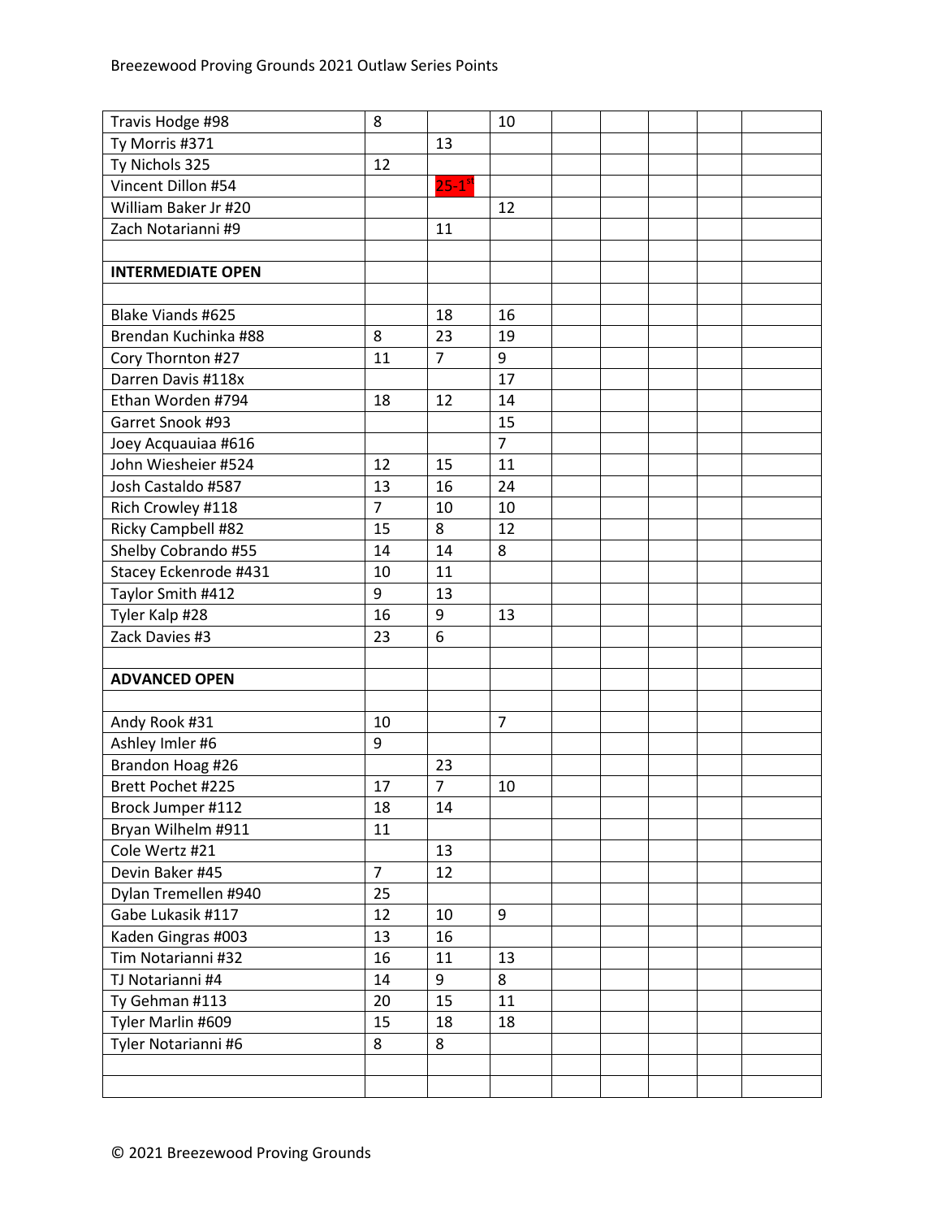Breezewood Proving Grounds 2021 Outlaw Series Points

| | | | | | | | | |
|---|---|---|---|---|---|---|---|---|
| Travis Hodge #98 | 8 | | 10 | | | | | |
| Ty Morris #371 | | 13 | | | | | | |
| Ty Nichols 325 | 12 | | | | | | | |
| Vincent Dillon #54 | | 25-1st | | | | | | |
| William Baker Jr #20 | | | 12 | | | | | |
| Zach Notarianni #9 | | 11 | | | | | | |
| | | | | | | | | |
| **INTERMEDIATE OPEN** | | | | | | | | |
| | | | | | | | | |
| Blake Viands #625 | | 18 | 16 | | | | | |
| Brendan Kuchinka #88 | 8 | 23 | 19 | | | | | |
| Cory Thornton #27 | 11 | 7 | 9 | | | | | |
| Darren Davis #118x | | | 17 | | | | | |
| Ethan Worden #794 | 18 | 12 | 14 | | | | | |
| Garret Snook #93 | | | 15 | | | | | |
| Joey Acquauiaa #616 | | | 7 | | | | | |
| John Wiesheier #524 | 12 | 15 | 11 | | | | | |
| Josh Castaldo #587 | 13 | 16 | 24 | | | | | |
| Rich Crowley #118 | 7 | 10 | 10 | | | | | |
| Ricky Campbell #82 | 15 | 8 | 12 | | | | | |
| Shelby Cobrando #55 | 14 | 14 | 8 | | | | | |
| Stacey Eckenrode #431 | 10 | 11 | | | | | | |
| Taylor Smith #412 | 9 | 13 | | | | | | |
| Tyler Kalp #28 | 16 | 9 | 13 | | | | | |
| Zack Davies #3 | 23 | 6 | | | | | | |
| | | | | | | | | |
| **ADVANCED OPEN** | | | | | | | | |
| | | | | | | | | |
| Andy Rook #31 | 10 | | 7 | | | | | |
| Ashley Imler #6 | 9 | | | | | | | |
| Brandon Hoag #26 | | 23 | | | | | | |
| Brett Pochet #225 | 17 | 7 | 10 | | | | | |
| Brock Jumper #112 | 18 | 14 | | | | | | |
| Bryan Wilhelm #911 | 11 | | | | | | | |
| Cole Wertz #21 | | 13 | | | | | | |
| Devin Baker #45 | 7 | 12 | | | | | | |
| Dylan Tremellen #940 | 25 | | | | | | | |
| Gabe Lukasik #117 | 12 | 10 | 9 | | | | | |
| Kaden Gingras #003 | 13 | 16 | | | | | | |
| Tim Notarianni #32 | 16 | 11 | 13 | | | | | |
| TJ Notarianni #4 | 14 | 9 | 8 | | | | | |
| Ty Gehman #113 | 20 | 15 | 11 | | | | | |
| Tyler Marlin #609 | 15 | 18 | 18 | | | | | |
| Tyler Notarianni #6 | 8 | 8 | | | | | | |
| | | | | | | | | |
| | | | | | | | | |

© 2021 Breezewood Proving Grounds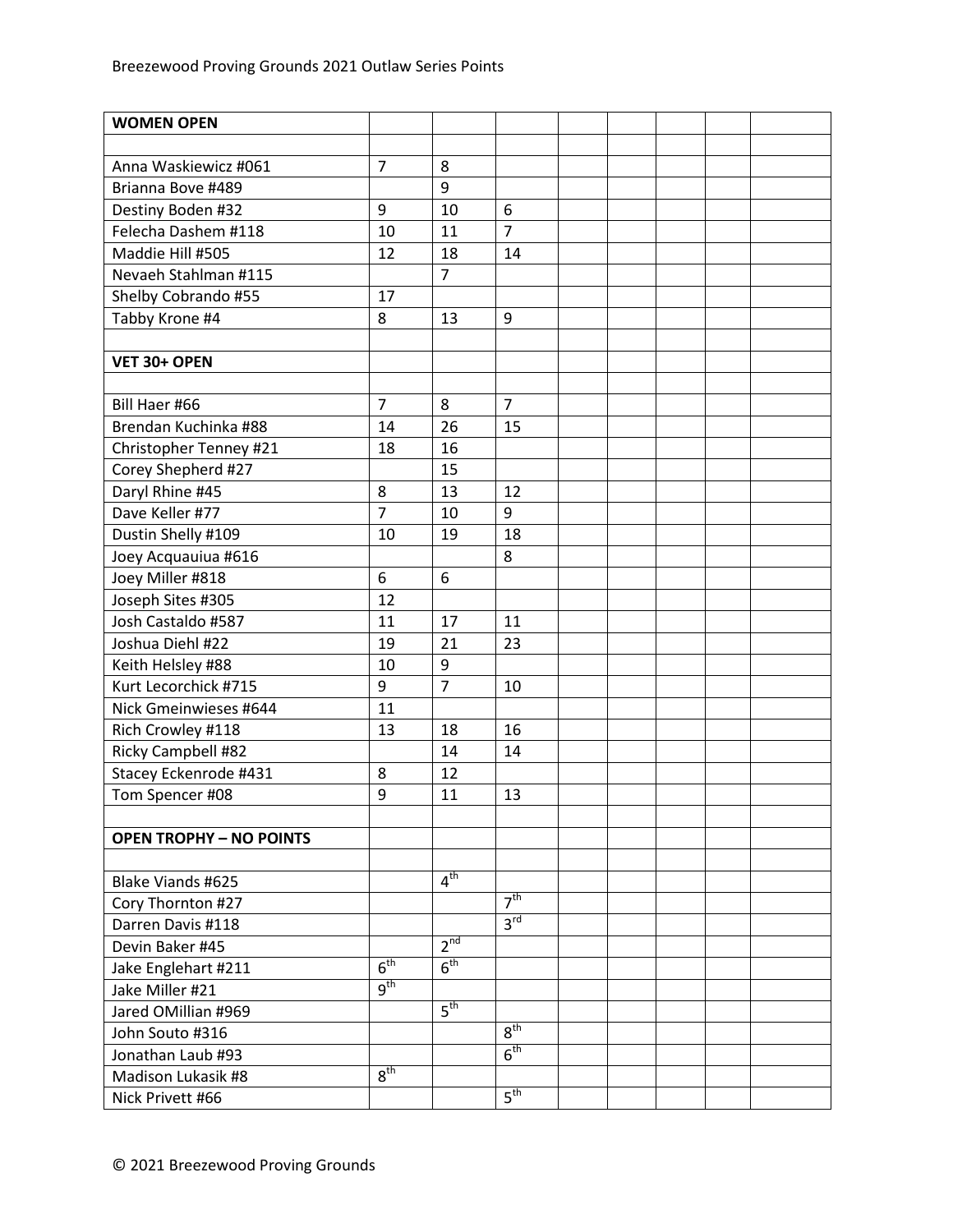| WOMEN OPEN | | | | | | | | |
|---|---|---|---|---|---|---|---|---|
| | | | | | | | | |
| Anna Waskiewicz #061 | 7 | 8 | | | | | | |
| Brianna Bove #489 | | 9 | | | | | | |
| Destiny Boden #32 | 9 | 10 | 6 | | | | | |
| Felecha Dashem #118 | 10 | 11 | 7 | | | | | |
| Maddie Hill #505 | 12 | 18 | 14 | | | | | |
| Nevaeh Stahlman #115 | | 7 | | | | | | |
| Shelby Cobrando #55 | 17 | | | | | | | |
| Tabby Krone #4 | 8 | 13 | 9 | | | | | |
| | | | | | | | | |
| **VET 30+ OPEN** | | | | | | | | |
| | | | | | | | | |
| Bill Haer #66 | 7 | 8 | 7 | | | | | |
| Brendan Kuchinka #88 | 14 | 26 | 15 | | | | | |
| Christopher Tenney #21 | 18 | 16 | | | | | | |
| Corey Shepherd #27 | | 15 | | | | | | |
| Daryl Rhine #45 | 8 | 13 | 12 | | | | | |
| Dave Keller #77 | 7 | 10 | 9 | | | | | |
| Dustin Shelly #109 | 10 | 19 | 18 | | | | | |
| Joey Acquauiua #616 | | | 8 | | | | | |
| Joey Miller #818 | 6 | 6 | | | | | | |
| Joseph Sites #305 | 12 | | | | | | | |
| Josh Castaldo #587 | 11 | 17 | 11 | | | | | |
| Joshua Diehl #22 | 19 | 21 | 23 | | | | | |
| Keith Helsley #88 | 10 | 9 | | | | | | |
| Kurt Lecorchick #715 | 9 | 7 | 10 | | | | | |
| Nick Gmeinwieses #644 | 11 | | | | | | | |
| Rich Crowley #118 | 13 | 18 | 16 | | | | | |
| Ricky Campbell #82 | | 14 | 14 | | | | | |
| Stacey Eckenrode #431 | 8 | 12 | | | | | | |
| Tom Spencer #08 | 9 | 11 | 13 | | | | | |
| | | | | | | | | |
| **OPEN TROPHY – NO POINTS** | | | | | | | | |
| | | | | | | | | |
| Blake Viands #625 | | 4th | | | | | | |
| Cory Thornton #27 | | | 7th | | | | | |
| Darren Davis #118 | | | 3rd | | | | | |
| Devin Baker #45 | | 2nd | | | | | | |
| Jake Englehart #211 | 6th | 6th | | | | | | |
| Jake Miller #21 | 9th | | | | | | | |
| Jared OMillian #969 | | 5th | | | | | | |
| John Souto #316 | | | 8th | | | | | |
| Jonathan Laub #93 | | | 6th | | | | | |
| Madison Lukasik #8 | 8th | | | | | | | |
| Nick Privett #66 | | | 5th | | | | | |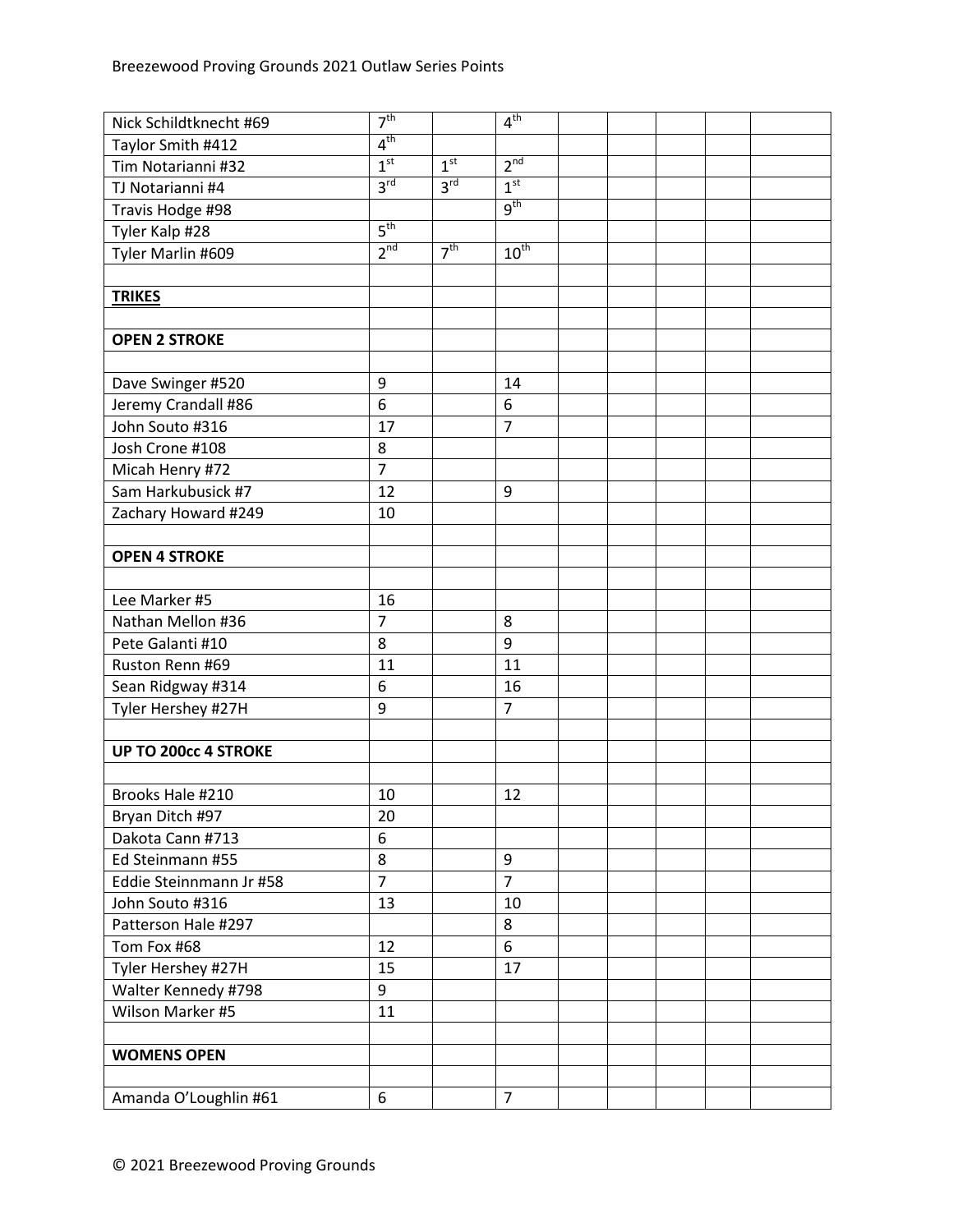| | | | | | | | | |
|---|---|---|---|---|---|---|---|---|
| Nick Schildtknecht #69 | 7th | | 4th | | | | | |
| Taylor Smith #412 | 4th | | | | | | | |
| Tim Notarianni #32 | 1st | 1st | 2nd | | | | | |
| TJ Notarianni #4 | 3rd | 3rd | 1st | | | | | |
| Travis Hodge #98 | | | 9th | | | | | |
| Tyler Kalp #28 | 5th | | | | | | | |
| Tyler Marlin #609 | 2nd | 7th | 10th | | | | | |
| | | | | | | | | |
| **TRIKES** | | | | | | | | |
| | | | | | | | | |
| **OPEN 2 STROKE** | | | | | | | | |
| | | | | | | | | |
| Dave Swinger #520 | 9 | | 14 | | | | | |
| Jeremy Crandall #86 | 6 | | 6 | | | | | |
| John Souto #316 | 17 | | 7 | | | | | |
| Josh Crone #108 | 8 | | | | | | | |
| Micah Henry #72 | 7 | | | | | | | |
| Sam Harkubusick #7 | 12 | | 9 | | | | | |
| Zachary Howard #249 | 10 | | | | | | | |
| | | | | | | | | |
| **OPEN 4 STROKE** | | | | | | | | |
| | | | | | | | | |
| Lee Marker #5 | 16 | | | | | | | |
| Nathan Mellon #36 | 7 | | 8 | | | | | |
| Pete Galanti #10 | 8 | | 9 | | | | | |
| Ruston Renn #69 | 11 | | 11 | | | | | |
| Sean Ridgway #314 | 6 | | 16 | | | | | |
| Tyler Hershey #27H | 9 | | 7 | | | | | |
| | | | | | | | | |
| **UP TO 200cc 4 STROKE** | | | | | | | | |
| | | | | | | | | |
| Brooks Hale #210 | 10 | | 12 | | | | | |
| Bryan Ditch #97 | 20 | | | | | | | |
| Dakota Cann #713 | 6 | | | | | | | |
| Ed Steinmann #55 | 8 | | 9 | | | | | |
| Eddie Steinnmann Jr #58 | 7 | | 7 | | | | | |
| John Souto #316 | 13 | | 10 | | | | | |
| Patterson Hale #297 | | | 8 | | | | | |
| Tom Fox #68 | 12 | | 6 | | | | | |
| Tyler Hershey #27H | 15 | | 17 | | | | | |
| Walter Kennedy #798 | 9 | | | | | | | |
| Wilson Marker #5 | 11 | | | | | | | |
| | | | | | | | | |
| **WOMENS OPEN** | | | | | | | | |
| | | | | | | | | |
| Amanda O'Loughlin #61 | 6 | | 7 | | | | | |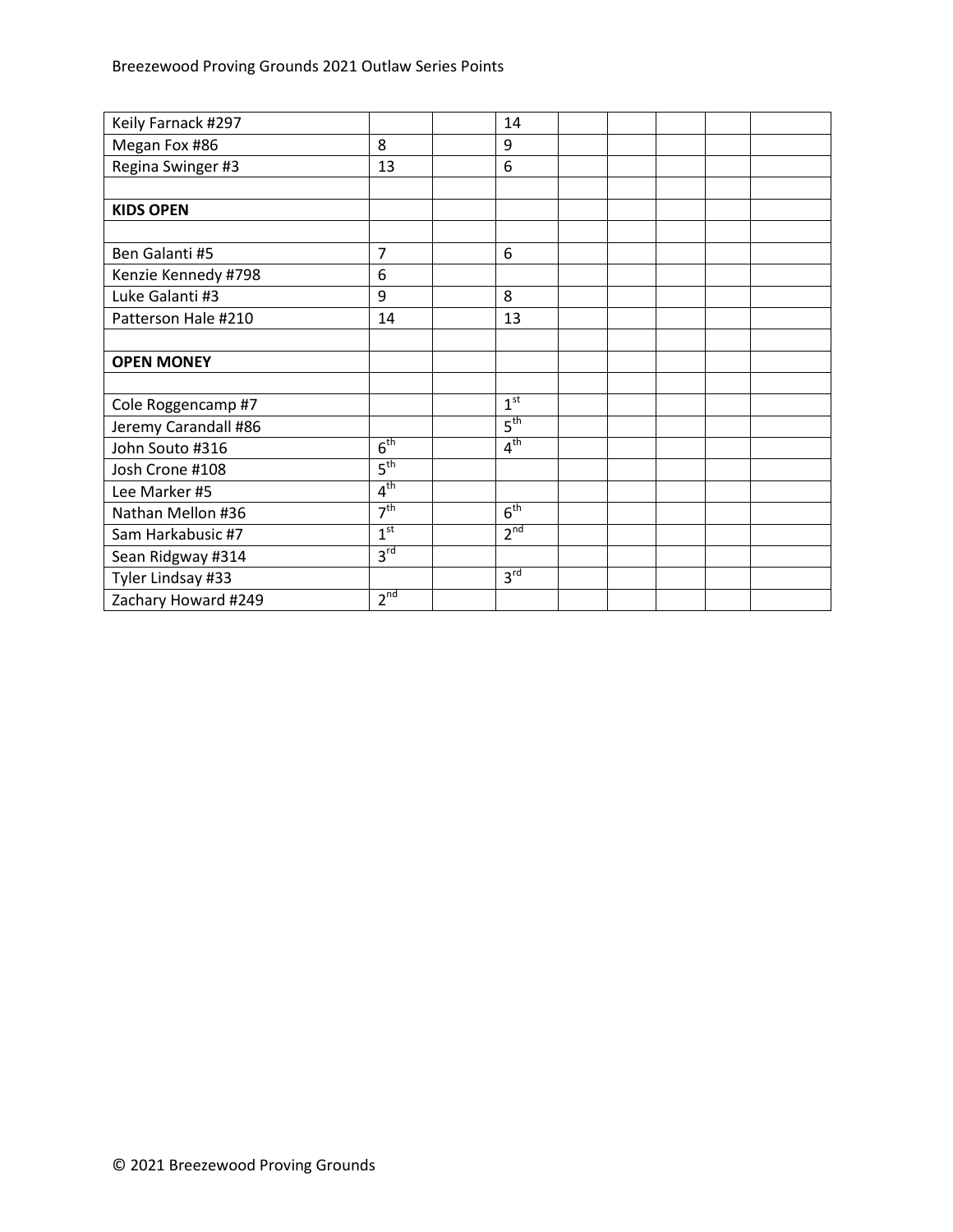| | | | | | | | | |
|---|---|---|---|---|---|---|---|---|
| Keily Farnack #297 | | | 14 | | | | | |
| Megan Fox #86 | 8 | | 9 | | | | | |
| Regina Swinger #3 | 13 | | 6 | | | | | |
| | | | | | | | | |
| **KIDS OPEN** | | | | | | | | |
| | | | | | | | | |
| Ben Galanti #5 | 7 | | 6 | | | | | |
| Kenzie Kennedy #798 | 6 | | | | | | | |
| Luke Galanti #3 | 9 | | 8 | | | | | |
| Patterson Hale #210 | 14 | | 13 | | | | | |
| | | | | | | | | |
| **OPEN MONEY** | | | | | | | | |
| | | | | | | | | |
| Cole Roggencamp #7 | | | 1st | | | | | |
| Jeremy Carandall #86 | | | 5th | | | | | |
| John Souto #316 | 6th | | 4th | | | | | |
| Josh Crone #108 | 5th | | | | | | | |
| Lee Marker #5 | 4th | | | | | | | |
| Nathan Mellon #36 | 7th | | 6th | | | | | |
| Sam Harkabusic #7 | 1st | | 2nd | | | | | |
| Sean Ridgway #314 | 3rd | | | | | | | |
| Tyler Lindsay #33 | | | 3rd | | | | | |
| Zachary Howard #249 | 2nd | | | | | | | |